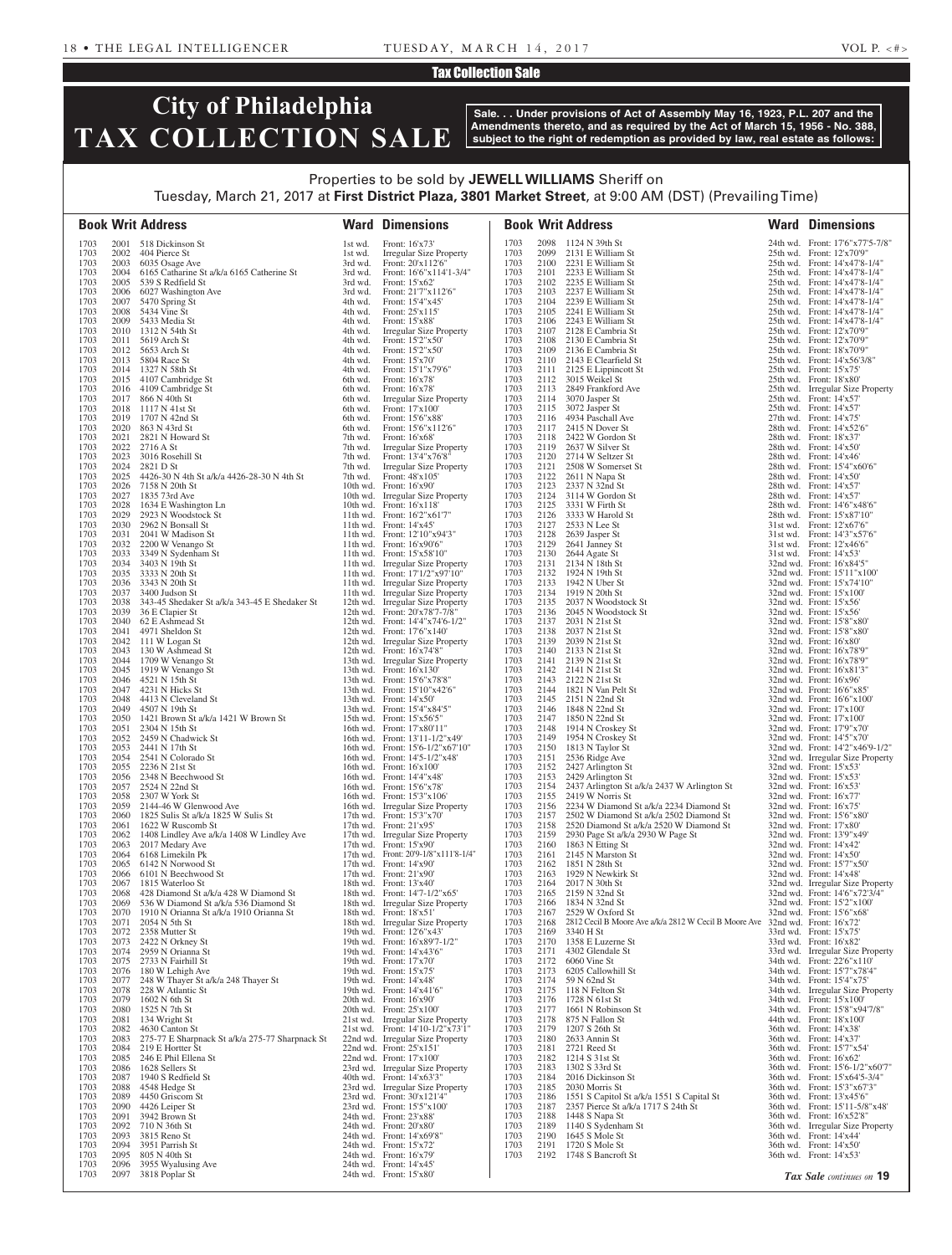## Tax Collection Sale

# City of Philadelphia TAX COLLECTION SALE

**Sale. . . Under provisions of Act of Assembly May 16, 1923, P.L. 207 and the Amendments thereto, and as required by the Act of March 15, 1956 - No. 388, subject to the right of redemption as provided by law, real estate as follows:**

Properties to be sold by **JEWELL WILLIAMS** Sheriff on Tuesday, March 21, 2017 at **First District Plaza, 3801 Market Street**, at 9:00 AM (DST) (Prevailing Time)

| Book | Writ | Address | Ward | Dimensions |
|---|---|---|---|---|
| 1703 | 2001 | 518 Dickinson St | 1st wd. | Front: 16'x73' |
| 1703 | 2002 | 404 Pierce St | 1st wd. | Irregular Size Property |
| 1703 | 2003 | 6035 Osage Ave | 3rd wd. | Front: 20'x112'6" |
| 1703 | 2004 | 6165 Catharine St a/k/a 6165 Catherine St | 3rd wd. | Front: 16'6"x114'1-3/4" |
| 1703 | 2005 | 539 S Redfield St | 3rd wd. | Front: 15'x62' |
| 1703 | 2006 | 6027 Washington Ave | 3rd wd. | Front: 21'7"x112'6" |
| 1703 | 2007 | 5470 Spring St | 4th wd. | Front: 15'4"x45' |
| 1703 | 2008 | 5434 Vine St | 4th wd. | Front: 25'x115' |
| 1703 | 2009 | 5433 Media St | 4th wd. | Front: 15'x88' |
| 1703 | 2010 | 1312 N 54th St | 4th wd. | Irregular Size Property |
| 1703 | 2011 | 5619 Arch St | 4th wd. | Front: 15'2"x50' |
| 1703 | 2012 | 5653 Arch St | 4th wd. | Front: 15'2"x50' |
| 1703 | 2013 | 5804 Race St | 4th wd. | Front: 15'x70' |
| 1703 | 2014 | 1327 N 58th St | 4th wd. | Front: 15'1"x79'6" |
| 1703 | 2015 | 4107 Cambridge St | 6th wd. | Front: 16'x78' |
| 1703 | 2016 | 4109 Cambridge St | 6th wd. | Front: 16'x78' |
| 1703 | 2017 | 866 N 40th St | 6th wd. | Irregular Size Property |
| 1703 | 2018 | 1117 N 41st St | 6th wd. | Front: 17'x100' |
| 1703 | 2019 | 1707 N 42nd St | 6th wd. | Front: 15'6"x88' |
| 1703 | 2020 | 863 N 43rd St | 6th wd. | Front: 15'6"x112'6" |
| 1703 | 2021 | 2821 N Howard St | 7th wd. | Front: 16'x68' |
| 1703 | 2022 | 2716 A St | 7th wd. | Irregular Size Property |
| 1703 | 2023 | 3016 Rosehill St | 7th wd. | Front: 13'4"x76'8" |
| 1703 | 2024 | 2821 D St | 7th wd. | Irregular Size Property |
| 1703 | 2025 | 4426-30 N 4th St a/k/a 4426-28-30 N 4th St | 7th wd. | Front: 48'x105' |
| 1703 | 2026 | 7158 N 20th St | 10th wd. | Front: 16'x90' |
| 1703 | 2027 | 1835 73rd Ave | 10th wd. | Irregular Size Property |
| 1703 | 2028 | 1634 E Washington Ln | 10th wd. | Front: 16'x118' |
| 1703 | 2029 | 2923 N Woodstock St | 11th wd. | Front: 16'2"x61'7" |
| 1703 | 2030 | 2962 N Bonsall St | 11th wd. | Front: 14'x45' |
| 1703 | 2031 | 2041 W Madison St | 11th wd. | Front: 12'10"x94'3" |
| 1703 | 2032 | 2200 W Venango St | 11th wd. | Front: 16'x90'6" |
| 1703 | 2033 | 3349 N Sydenham St | 11th wd. | Front: 15'x58'10" |
| 1703 | 2034 | 3403 N 19th St | 11th wd. | Irregular Size Property |
| 1703 | 2035 | 3333 N 20th St | 11th wd. | Front: 17'1/2"x97'10" |
| 1703 | 2036 | 3343 N 20th St | 11th wd. | Irregular Size Property |
| 1703 | 2037 | 3400 Judson St | 11th wd. | Irregular Size Property |
| 1703 | 2038 | 343-45 Shedaker St a/k/a 343-45 E Shedaker St | 12th wd. | Irregular Size Property |
| 1703 | 2039 | 36 E Clapier St | 12th wd. | Front: 20'x78'7-7/8" |
| 1703 | 2040 | 62 E Ashmead St | 12th wd. | Front: 14'4"x74'6-1/2" |
| 1703 | 2041 | 4971 Sheldon St | 12th wd. | Front: 17'6"x140' |
| 1703 | 2042 | 111 W Logan St | 12th wd. | Irregular Size Property |
| 1703 | 2043 | 130 W Ashmead St | 12th wd. | Front: 16'x74'8" |
| 1703 | 2044 | 1709 W Venango St | 13th wd. | Irregular Size Property |
| 1703 | 2045 | 1919 W Venango St | 13th wd. | Front: 16'x130' |
| 1703 | 2046 | 4521 N 15th St | 13th wd. | Front: 15'6"x78'8" |
| 1703 | 2047 | 4231 N Hicks St | 13th wd. | Front: 15'10"x42'6" |
| 1703 | 2048 | 4413 N Cleveland St | 13th wd. | Front: 14'x50' |
| 1703 | 2049 | 4507 N 19th St | 13th wd. | Front: 15'4"x84'5" |
| 1703 | 2050 | 1421 Brown St a/k/a 1421 W Brown St | 15th wd. | Front: 15'x56'5" |
| 1703 | 2051 | 2304 N 15th St | 16th wd. | Front: 17'x80'11" |
| 1703 | 2052 | 2459 N Chadwick St | 16th wd. | Front: 13'11-1/2"x49' |
| 1703 | 2053 | 2441 N 17th St | 16th wd. | Front: 15'6-1/2"x67'10" |
| 1703 | 2054 | 2541 N Colorado St | 16th wd. | Front: 14'5-1/2"x48' |
| 1703 | 2055 | 2236 N 21st St | 16th wd. | Front: 16'x100' |
| 1703 | 2056 | 2348 N Beechwood St | 16th wd. | Front: 14'4"x48' |
| 1703 | 2057 | 2524 N 22nd St | 16th wd. | Front: 15'6"x78' |
| 1703 | 2058 | 2307 W York St | 16th wd. | Front: 15'3"x106' |
| 1703 | 2059 | 2144-46 W Glenwood Ave | 16th wd. | Irregular Size Property |
| 1703 | 2060 | 1825 Sulis St a/k/a 1825 W Sulis St | 17th wd. | Front: 15'3"x70' |
| 1703 | 2061 | 1622 W Ruscomb St | 17th wd. | Front: 21'x95' |
| 1703 | 2062 | 1408 Lindley Ave a/k/a 1408 W Lindley Ave | 17th wd. | Irregular Size Property |
| 1703 | 2063 | 2017 Medary Ave | 17th wd. | Front: 15'x90' |
| 1703 | 2064 | 6168 Limekiln Pk | 17th wd. | Front: 20'9-1/8"x111'8-1/4" |
| 1703 | 2065 | 6142 N Norwood St | 17th wd. | Front: 14'x90' |
| 1703 | 2066 | 6101 N Beechwood St | 17th wd. | Front: 21'x90' |
| 1703 | 2067 | 1815 Waterloo St | 18th wd. | Front: 13'x40' |
| 1703 | 2068 | 428 Diamond St a/k/a 428 W Diamond St | 18th wd. | Front: 14'7-1/2"x65' |
| 1703 | 2069 | 536 W Diamond St a/k/a 536 Diamond St | 18th wd. | Irregular Size Property |
| 1703 | 2070 | 1910 N Orianna St a/k/a 1910 Orianna St | 18th wd. | Front: 18'x51' |
| 1703 | 2071 | 2054 N 5th St | 18th wd. | Irregular Size Property |
| 1703 | 2072 | 2358 Mutter St | 19th wd. | Front: 12'6"x43' |
| 1703 | 2073 | 2422 N Orkney St | 19th wd. | Front: 16'x89'7-1/2" |
| 1703 | 2074 | 2959 N Orianna St | 19th wd. | Front: 14'x43'6" |
| 1703 | 2075 | 2733 N Fairhill St | 19th wd. | Front: 17'x70' |
| 1703 | 2076 | 180 W Lehigh Ave | 19th wd. | Front: 15'x75' |
| 1703 | 2077 | 248 W Thayer St a/k/a 248 Thayer St | 19th wd. | Front: 14'x48' |
| 1703 | 2078 | 228 W Atlantic St | 19th wd. | Front: 14'x41'6" |
| 1703 | 2079 | 1602 N 6th St | 20th wd. | Front: 16'x90' |
| 1703 | 2080 | 1525 N 7th St | 20th wd. | Front: 25'x100' |
| 1703 | 2081 | 134 Wright St | 21st wd. | Irregular Size Property |
| 1703 | 2082 | 4630 Canton St | 21st wd. | Front: 14'10-1/2"x73'1" |
| 1703 | 2083 | 275-77 E Sharpnack St a/k/a 275-77 Sharpnack St | 22nd wd. | Irregular Size Property |
| 1703 | 2084 | 219 E Hortter St | 22nd wd. | Front: 25'x151' |
| 1703 | 2085 | 246 E Phil Ellena St | 22nd wd. | Front: 17'x100' |
| 1703 | 2086 | 1628 Sellers St | 23rd wd. | Irregular Size Property |
| 1703 | 2087 | 1940 S Redfield St | 40th wd. | Front: 14'x63'3" |
| 1703 | 2088 | 4548 Hedge St | 23rd wd. | Irregular Size Property |
| 1703 | 2089 | 4450 Griscom St | 23rd wd. | Front: 30'x121'4" |
| 1703 | 2090 | 4426 Leiper St | 23rd wd. | Front: 15'5"x100' |
| 1703 | 2091 | 3942 Brown St | 24th wd. | Front: 23'x88' |
| 1703 | 2092 | 710 N 36th St | 24th wd. | Front: 20'x80' |
| 1703 | 2093 | 3815 Reno St | 24th wd. | Front: 14'x69'8" |
| 1703 | 2094 | 3951 Parrish St | 24th wd. | Front: 15'x72' |
| 1703 | 2095 | 805 N 40th St | 24th wd. | Front: 16'x79' |
| 1703 | 2096 | 3955 Wyalusing Ave | 24th wd. | Front: 14'x45' |
| 1703 | 2097 | 3818 Poplar St | 24th wd. | Front: 15'x80' |
| 1703 | 2098 | 1124 N 39th St | 24th wd. | Front: 17'6"x77'5-7/8" |
| 1703 | 2099 | 2131 E William St | 25th wd. | Front: 12'x70'9" |
| 1703 | 2100 | 2231 E William St | 25th wd. | Front: 14'x47'8-1/4" |
| 1703 | 2101 | 2233 E William St | 25th wd. | Front: 14'x47'8-1/4" |
| 1703 | 2102 | 2235 E William St | 25th wd. | Front: 14'x47'8-1/4" |
| 1703 | 2103 | 2237 E William St | 25th wd. | Front: 14'x47'8-1/4" |
| 1703 | 2104 | 2239 E William St | 25th wd. | Front: 14'x47'8-1/4" |
| 1703 | 2105 | 2241 E William St | 25th wd. | Front: 14'x47'8-1/4" |
| 1703 | 2106 | 2243 E William St | 25th wd. | Front: 14'x47'8-1/4" |
| 1703 | 2107 | 2128 E Cambria St | 25th wd. | Front: 12'x70'9" |
| 1703 | 2108 | 2130 E Cambria St | 25th wd. | Front: 12'x70'9" |
| 1703 | 2109 | 2136 E Cambria St | 25th wd. | Front: 18'x70'9" |
| 1703 | 2110 | 2143 E Clearfield St | 25th wd. | Front: 14'x56'3/8" |
| 1703 | 2111 | 2125 E Lippincott St | 25th wd. | Front: 15'x75' |
| 1703 | 2112 | 3015 Weikel St | 25th wd. | Front: 18'x80' |
| 1703 | 2113 | 2849 Frankford Ave | 25th wd. | Irregular Size Property |
| 1703 | 2114 | 3070 Jasper St | 25th wd. | Front: 14'x57' |
| 1703 | 2115 | 3072 Jasper St | 25th wd. | Front: 14'x57' |
| 1703 | 2116 | 4934 Paschall Ave | 27th wd. | Front: 14'x75' |
| 1703 | 2117 | 2415 N Dover St | 28th wd. | Front: 14'x52'6" |
| 1703 | 2118 | 2422 W Gordon St | 28th wd. | Front: 18'x37' |
| 1703 | 2119 | 2637 W Silver St | 28th wd. | Front: 14'x50' |
| 1703 | 2120 | 2714 W Seltzer St | 28th wd. | Front: 14'x46' |
| 1703 | 2121 | 2508 W Somerset St | 28th wd. | Front: 15'4"x60'6" |
| 1703 | 2122 | 2611 N Napa St | 28th wd. | Front: 14'x50' |
| 1703 | 2123 | 2337 N 32nd St | 28th wd. | Front: 14'x57' |
| 1703 | 2124 | 3114 W Gordon St | 28th wd. | Front: 14'x57' |
| 1703 | 2125 | 3331 W Firth St | 28th wd. | Front: 14'6"x48'6" |
| 1703 | 2126 | 3333 W Harold St | 28th wd. | Front: 15'x87'10" |
| 1703 | 2127 | 2533 N Lee St | 31st wd. | Front: 12'x67'6" |
| 1703 | 2128 | 2639 Jasper St | 31st wd. | Front: 14'3"x57'6" |
| 1703 | 2129 | 2641 Janney St | 31st wd. | Front: 12'x46'6" |
| 1703 | 2130 | 2644 Agate St | 31st wd. | Front: 14'x53' |
| 1703 | 2131 | 2134 N 18th St | 32nd wd. | Front: 16'x84'5" |
| 1703 | 2132 | 1924 N 19th St | 32nd wd. | Front: 15'11"x100' |
| 1703 | 2133 | 1942 N Uber St | 32nd wd. | Front: 15'x74'10" |
| 1703 | 2134 | 1919 N 20th St | 32nd wd. | Front: 15'x100' |
| 1703 | 2135 | 2037 N Woodstock St | 32nd wd. | Front: 15'x56' |
| 1703 | 2136 | 2045 N Woodstock St | 32nd wd. | Front: 15'x56' |
| 1703 | 2137 | 2031 N 21st St | 32nd wd. | Front: 15'8"x80' |
| 1703 | 2138 | 2037 N 21st St | 32nd wd. | Front: 15'8"x80' |
| 1703 | 2139 | 2039 N 21st St | 32nd wd. | Front: 16'x80' |
| 1703 | 2140 | 2133 N 21st St | 32nd wd. | Front: 16'x78'9" |
| 1703 | 2141 | 2139 N 21st St | 32nd wd. | Front: 16'x78'9" |
| 1703 | 2142 | 2141 N 21st St | 32nd wd. | Front: 16'x81'3" |
| 1703 | 2143 | 2122 N 21st St | 32nd wd. | Front: 16'x96' |
| 1703 | 2144 | 1821 N Van Pelt St | 32nd wd. | Front: 16'6"x85' |
| 1703 | 2145 | 2151 N 22nd St | 32nd wd. | Front: 16'6"x100' |
| 1703 | 2146 | 1848 N 22nd St | 32nd wd. | Front: 17'x100' |
| 1703 | 2147 | 1850 N 22nd St | 32nd wd. | Front: 17'x100' |
| 1703 | 2148 | 1914 N Croskey St | 32nd wd. | Front: 17'9"x70' |
| 1703 | 2149 | 1954 N Croskey St | 32nd wd. | Front: 14'5"x70' |
| 1703 | 2150 | 1813 N Taylor St | 32nd wd. | Front: 14'2"x46'9-1/2" |
| 1703 | 2151 | 2536 Ridge Ave | 32nd wd. | Irregular Size Property |
| 1703 | 2152 | 2427 Arlington St | 32nd wd. | Front: 15'x53' |
| 1703 | 2153 | 2429 Arlington St | 32nd wd. | Front: 15'x53' |
| 1703 | 2154 | 2437 Arlington St a/k/a 2437 W Arlington St | 32nd wd. | Front: 16'x53' |
| 1703 | 2155 | 2419 W Norris St | 32nd wd. | Front: 16'x77' |
| 1703 | 2156 | 2234 W Diamond St a/k/a 2234 Diamond St | 32nd wd. | Front: 16'x75' |
| 1703 | 2157 | 2502 W Diamond St a/k/a 2502 Diamond St | 32nd wd. | Front: 15'6"x80' |
| 1703 | 2158 | 2520 Diamond St a/k/a 2520 W Diamond St | 32nd wd. | Front: 17'x80' |
| 1703 | 2159 | 2930 Page St a/k/a 2930 W Page St | 32nd wd. | Front: 13'9"x49' |
| 1703 | 2160 | 1863 N Etting St | 32nd wd. | Front: 14'x42' |
| 1703 | 2161 | 2145 N Marston St | 32nd wd. | Front: 14'x50' |
| 1703 | 2162 | 1851 N 28th St | 32nd wd. | Front: 15'7"x50' |
| 1703 | 2163 | 1929 N Newkirk St | 32nd wd. | Front: 14'x48' |
| 1703 | 2164 | 2017 N 30th St | 32nd wd. | Irregular Size Property |
| 1703 | 2165 | 2159 N 32nd St | 32nd wd. | Front: 14'6"x72'3/4" |
| 1703 | 2166 | 1834 N 32nd St | 32nd wd. | Front: 15'2"x100' |
| 1703 | 2167 | 2529 W Oxford St | 32nd wd. | Front: 15'6"x68' |
| 1703 | 2168 | 2812 Cecil B Moore Ave a/k/a 2812 W Cecil B Moore Ave | 32nd wd. | Front: 16'x72' |
| 1703 | 2169 | 3340 H St | 33rd wd. | Front: 15'x75' |
| 1703 | 2170 | 1358 E Luzerne St | 33rd wd. | Front: 16'x82' |
| 1703 | 2171 | 4302 Glendale St | 33rd wd. | Irregular Size Property |
| 1703 | 2172 | 6060 Vine St | 34th wd. | Front: 22'6"x110' |
| 1703 | 2173 | 6205 Callowhill St | 34th wd. | Front: 15'7"x78'4" |
| 1703 | 2174 | 59 N 62nd St | 34th wd. | Front: 15'4"x75' |
| 1703 | 2175 | 118 N Felton St | 34th wd. | Irregular Size Property |
| 1703 | 2176 | 1728 N 61st St | 34th wd. | Front: 15'x100' |
| 1703 | 2177 | 1661 N Robinson St | 34th wd. | Front: 15'8"x94'7/8" |
| 1703 | 2178 | 875 N Fallon St | 44th wd. | Front: 18'x100' |
| 1703 | 2179 | 1207 S 26th St | 36th wd. | Front: 14'x38' |
| 1703 | 2180 | 2633 Annin St | 36th wd. | Front: 14'x37' |
| 1703 | 2181 | 2721 Reed St | 36th wd. | Front: 15'7"x54' |
| 1703 | 2182 | 1214 S 31st St | 36th wd. | Front: 16'x62' |
| 1703 | 2183 | 1302 S 33rd St | 36th wd. | Front: 15'6-1/2"x60'7" |
| 1703 | 2184 | 2016 Dickinson St | 36th wd. | Front: 15'x64'5-3/4" |
| 1703 | 2185 | 2030 Morris St | 36th wd. | Front: 15'3"x67'3" |
| 1703 | 2186 | 1551 S Capitol St a/k/a 1551 S Capital St | 36th wd. | Front: 13'x45'6" |
| 1703 | 2187 | 2357 Pierce St a/k/a 1717 S 24th St | 36th wd. | Front: 15'11-5/8"x48' |
| 1703 | 2188 | 1448 S Napa St | 36th wd. | Front: 16'x52'8" |
| 1703 | 2189 | 1140 S Sydenham St | 36th wd. | Irregular Size Property |
| 1703 | 2190 | 1645 S Mole St | 36th wd. | Front: 14'x44' |
| 1703 | 2191 | 1720 S Mole St | 36th wd. | Front: 14'x50' |
| 1703 | 2192 | 1748 S Bancroft St | 36th wd. | Front: 14'x53' |

*Tax Sale continues on* **19**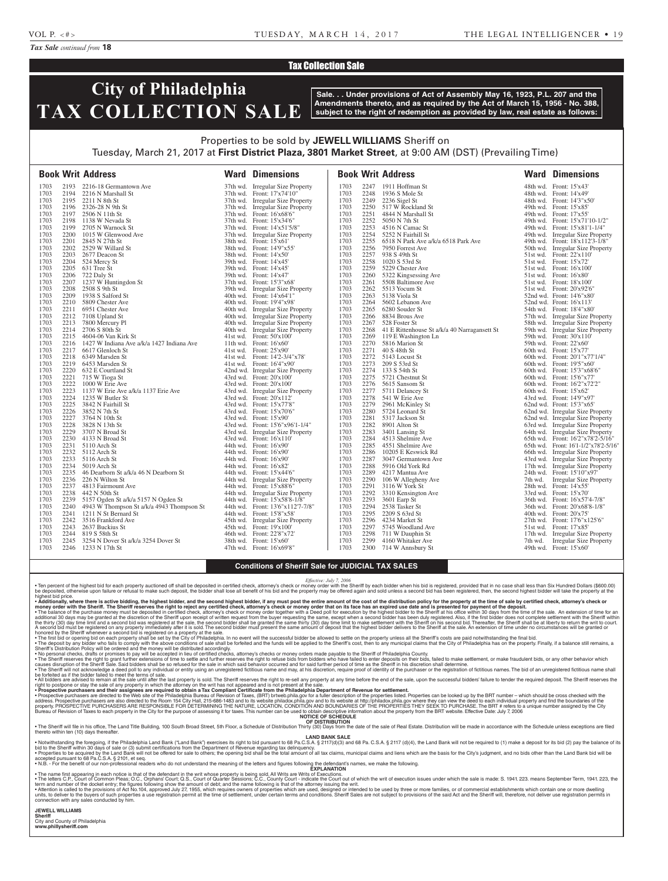*Tax Sale continued from* **18**

## Tax Collection Sale

# City of Philadelphia TAX COLLECTION SALE

**Sale. . . Under provisions of Act of Assembly May 16, 1923, P.L. 207 and the Amendments thereto, and as required by the Act of March 15, 1956 - No. 388, subject to the right of redemption as provided by law, real estate as follows:**

Properties to be sold by **JEWELL WILLIAMS** Sheriff on
Tuesday, March 21, 2017 at **First District Plaza, 3801 Market Street**, at 9:00 AM (DST) (Prevailing Time)

| Book | Writ | Address | Ward | Dimensions |
|---|---|---|---|---|
| 1703 | 2193 | 2216-18 Germantown Ave | 37th wd. | Irregular Size Property |
| 1703 | 2194 | 2216 N Marshall St | 37th wd. | Front: 17'x74'10" |
| 1703 | 2195 | 2211 N 8th St | 37th wd. | Irregular Size Property |
| 1703 | 2196 | 2326-28 N 9th St | 37th wd. | Irregular Size Property |
| 1703 | 2197 | 2506 N 11th St | 37th wd. | Front: 16'x68'6" |
| 1703 | 2198 | 1138 W Nevada St | 37th wd. | Front: 15'x34'6" |
| 1703 | 2199 | 2705 N Warnock St | 37th wd. | Front: 14'x51'5/8" |
| 1703 | 2200 | 1015 W Glenwood Ave | 37th wd. | Irregular Size Property |
| 1703 | 2201 | 2845 N 27th St | 38th wd. | Front: 15'x61' |
| 1703 | 2202 | 2529 W Willard St | 38th wd. | Front: 14'9"x55' |
| 1703 | 2203 | 2677 Deacon St | 38th wd. | Front: 14'x50' |
| 1703 | 2204 | 524 Mercy St | 39th wd. | Front: 14'x45' |
| 1703 | 2205 | 631 Tree St | 39th wd. | Front: 14'x45' |
| 1703 | 2206 | 722 Daly St | 39th wd. | Front: 14'x47' |
| 1703 | 2207 | 1237 W Huntingdon St | 37th wd. | Front: 15'3"x68' |
| 1703 | 2208 | 2508 S 9th St | 39th wd. | Irregular Size Property |
| 1703 | 2209 | 1938 S Salford St | 40th wd. | Front: 14'x64'1" |
| 1703 | 2210 | 5809 Chester Ave | 40th wd. | Front: 19'4"x98' |
| 1703 | 2211 | 6951 Chester Ave | 40th wd. | Irregular Size Property |
| 1703 | 2212 | 7108 Upland St | 40th wd. | Irregular Size Property |
| 1703 | 2213 | 7800 Mercury Pl | 40th wd. | Irregular Size Property |
| 1703 | 2214 | 2706 S 80th St | 40th wd. | Irregular Size Property |
| 1703 | 2215 | 4604-06 Van Kirk St | 41st wd. | Front: 50'x100' |
| 1703 | 2216 | 1427 W Indiana Ave a/k/a 1427 Indiana Ave | 11th wd. | Front: 16'x60' |
| 1703 | 2217 | 6617 Glenloch St | 41st wd. | Front: 25'x90' |
| 1703 | 2218 | 6349 Marsden St | 41st wd. | Front: 14'2-3/4"x78' |
| 1703 | 2219 | 6453 Marsden St | 41st wd. | Front: 16'4"x90' |
| 1703 | 2220 | 632 E Courtland St | 42nd wd. | Irregular Size Property |
| 1703 | 2221 | 715 W Tioga St | 43rd wd. | Front: 20'x100' |
| 1703 | 2222 | 1000 W Erie Ave | 43rd wd. | Front: 20'x100' |
| 1703 | 2223 | 1137 W Erie Ave a/k/a 1137 Erie Ave | 43rd wd. | Irregular Size Property |
| 1703 | 2224 | 1235 W Butler St | 43rd wd. | Front: 20'x112' |
| 1703 | 2225 | 3842 N Fairhill St | 43rd wd. | Front: 15'x77'8" |
| 1703 | 2226 | 3852 N 7th St | 43rd wd. | Front: 15'x70'6" |
| 1703 | 2227 | 3764 N 10th St | 43rd wd. | Front: 15'x90' |
| 1703 | 2228 | 3828 N 13th St | 43rd wd. | Front: 15'6"x96'1-1/4" |
| 1703 | 2229 | 3707 N Broad St | 43rd wd. | Irregular Size Property |
| 1703 | 2230 | 4133 N Broad St | 43rd wd. | Front: 16'x110' |
| 1703 | 2231 | 5110 Arch St | 44th wd. | Front: 16'x90' |
| 1703 | 2232 | 5112 Arch St | 44th wd. | Front: 16'x90' |
| 1703 | 2233 | 5116 Arch St | 44th wd. | Front: 16'x90' |
| 1703 | 2234 | 5019 Arch St | 44th wd. | Front: 16'x82' |
| 1703 | 2235 | 46 Dearborn St a/k/a 46 N Dearborn St | 44th wd. | Front: 15'x44'6" |
| 1703 | 2236 | 226 N Wilton St | 44th wd. | Irregular Size Property |
| 1703 | 2237 | 4813 Fairmount Ave | 44th wd. | Front: 15'x88'6" |
| 1703 | 2238 | 442 N 50th St | 44th wd. | Irregular Size Property |
| 1703 | 2239 | 5157 Ogden St a/k/a 5157 N Ogden St | 44th wd. | Front: 15'x58'8-1/8" |
| 1703 | 2240 | 4943 W Thompson St a/k/a 4943 Thompson St | 44th wd. | Front: 13'6"x112'7-7/8" |
| 1703 | 2241 | 1211 N St Bernard St | 44th wd. | Front: 15'8"x58' |
| 1703 | 2242 | 3516 Frankford Ave | 45th wd. | Irregular Size Property |
| 1703 | 2243 | 2637 Buckius St | 45th wd. | Front: 19'x100' |
| 1703 | 2244 | 819 S 58th St | 46th wd. | Front: 22'8"x72' |
| 1703 | 2245 | 3254 N Dover St a/k/a 3254 Dover St | 38th wd. | Front: 15'x60' |
| 1703 | 2246 | 1233 N 17th St | 47th wd. | Front: 16'x69'8" |
| 1703 | 2247 | 1911 Hoffman St | 48th wd. | Front: 15'x43' |
| 1703 | 2248 | 1936 S Mole St | 48th wd. | Front: 14'x49' |
| 1703 | 2249 | 2236 Sigel St | 48th wd. | Front: 14'3"x50' |
| 1703 | 2250 | 517 W Rockland St | 49th wd. | Front: 15'x85' |
| 1703 | 2251 | 4844 N Marshall St | 49th wd. | Front: 17'x55' |
| 1703 | 2252 | 5050 N 7th St | 49th wd. | Front: 15'x71'10-1/2" |
| 1703 | 2253 | 4516 N Camac St | 49th wd. | Front: 15'x81'1-1/4" |
| 1703 | 2254 | 5252 N Fairhill St | 49th wd. | Irregular Size Property |
| 1703 | 2255 | 6518 N Park Ave a/k/a 6518 Park Ave | 49th wd. | Front: 18'x112'3-1/8" |
| 1703 | 2256 | 7950 Forrest Ave | 50th wd. | Irregular Size Property |
| 1703 | 2257 | 938 S 49th St | 51st wd. | Front: 22'x110' |
| 1703 | 2258 | 1020 S 53rd St | 51st wd. | Front: 15'x72' |
| 1703 | 2259 | 5229 Chester Ave | 51st wd. | Front: 16'x100' |
| 1703 | 2260 | 5322 Kingsessing Ave | 51st wd. | Front: 16'x80' |
| 1703 | 2261 | 5508 Baltimore Ave | 51st wd. | Front: 18'x100' |
| 1703 | 2262 | 5513 Yocum St | 51st wd. | Front: 20'x92'6" |
| 1703 | 2263 | 5138 Viola St | 52nd wd. | Front: 14'6"x80' |
| 1703 | 2264 | 5602 Lebanon Ave | 52nd wd. | Front: 16'x113' |
| 1703 | 2265 | 6280 Souder St | 54th wd. | Front: 18'4"x80' |
| 1703 | 2266 | 8834 Brous Ave | 57th wd. | Irregular Size Property |
| 1703 | 2267 | 528 Foster St | 58th wd. | Irregular Size Property |
| 1703 | 2268 | 41 E Rittenhouse St a/k/a 40 Narragansett St | 59th wd. | Irregular Size Property |
| 1703 | 2269 | 119 E Washington Ln | 59th wd. | Front: 30'x110' |
| 1703 | 2270 | 5816 Marion St | 59th wd. | Front: 22'x60' |
| 1703 | 2271 | 40 S 48th St | 60th wd. | Front: 15'x77' |
| 1703 | 2272 | 5143 Locust St | 60th wd. | Front: 20'1"x77'1/4" |
| 1703 | 2273 | 209 S 53rd St | 60th wd. | Front: 19'5"x60' |
| 1703 | 2274 | 133 S 54th St | 60th wd. | Front: 15'3"x68'6" |
| 1703 | 2275 | 5721 Chestnut St | 60th wd. | Front: 15'6"x77' |
| 1703 | 2276 | 5615 Sansom St | 60th wd. | Front: 16'2"x72'2" |
| 1703 | 2277 | 5711 Delancey St | 60th wd. | Front: 15'x62' |
| 1703 | 2278 | 541 W Erie Ave | 43rd wd. | Front: 14'9"x97' |
| 1703 | 2279 | 2961 McKinley St | 62nd wd. | Front: 15'3"x65' |
| 1703 | 2280 | 5724 Leonard St | 62nd wd. | Irregular Size Property |
| 1703 | 2281 | 5317 Jackson St | 62nd wd. | Irregular Size Property |
| 1703 | 2282 | 8901 Alton St | 63rd wd. | Irregular Size Property |
| 1703 | 2283 | 3401 Lansing St | 64th wd. | Irregular Size Property |
| 1703 | 2284 | 4513 Shelmire Ave | 65th wd. | Front: 16'2"x78'2-5/16" |
| 1703 | 2285 | 4551 Shelmire Ave | 65th wd. | Front: 16'1-1/2"x78'2-5/16" |
| 1703 | 2286 | 10205 E Keswick Rd | 66th wd. | Irregular Size Property |
| 1703 | 2287 | 3047 Germantown Ave | 43rd wd. | Irregular Size Property |
| 1703 | 2288 | 5916 Old York Rd | 17th wd. | Irregular Size Property |
| 1703 | 2289 | 4217 Mantua Ave | 24th wd. | Front: 15'10"x97' |
| 1703 | 2290 | 106 W Allegheny Ave | 7th wd. | Irregular Size Property |
| 1703 | 2291 | 3116 W York St | 28th wd. | Front: 14'x55' |
| 1703 | 2292 | 3310 Kensington Ave | 33rd wd. | Front: 15'x70' |
| 1703 | 2293 | 3601 Earp St | 36th wd. | Front: 16'x57'4-7/8" |
| 1703 | 2294 | 2538 Tasker St | 36th wd. | Front: 20'x68'8-1/8" |
| 1703 | 2295 | 2209 S 63rd St | 40th wd. | Front: 20'x75' |
| 1703 | 2296 | 4234 Market St | 27th wd. | Front: 17'6"x125'6" |
| 1703 | 2297 | 5745 Woodland Ave | 51st wd. | Front: 17'x85' |
| 1703 | 2298 | 711 W Dauphin St | 17th wd. | Irregular Size Property |
| 1703 | 2299 | 4160 Whitaker Ave | 7th wd. | Irregular Size Property |
| 1703 | 2300 | 714 W Annsbury St | 49th wd. | Front: 15'x60' |

### Conditions of Sheriff Sale for JUDICIAL TAX SALES

*Effective: July 7, 2006*

• Ten percent of the highest bid for each property auctioned off shall be deposited in certified check, attorney's check or money order with the Sheriff by each bidder when his bid is registered, provided that in no case shall less than Six Hundred Dollars ($600.00) be deposited, otherwise upon failure or refusal to make such deposit, the bidder shall lose all benefit of his bid and the property may be offered again and sold unless a second bid has been registered, then, the second highest bidder will take the property at the highest bid price.

• **Additionally, where there is active bidding, the highest bidder, and the second highest bidder, if any must post the entire amount of the cost of the distribution policy for the property at the time of sale by certified check, attorney's check or money order with the Sheriff. The Sheriff reserves the right to reject any certified check, attorney's check or money order that on its face has an expired use date and is presented for payment of the deposit.**

• The balance of the purchase money must be deposited in certified check, attorney's check or money order together with a Deed poll for execution by the highest bidder to the Sheriff at his office within 30 days from the time of the sale. An extension of time for an additional 30 days may be granted at the discretion of the Sheriff upon receipt of written request from the buyer requesting the same, except when a second bidder has been duly registered. Also, if the first bidder does not complete settlement with the Sheriff within the thirty (30) day time limit and a second bid was registered at the sale, the second bidder shall be granted the same thirty (30) day time limit to make settlement with the Sheriff on his second bid. Thereafter, the Sheriff shall be at liberty to return the writ to court. A second bid must be registered on any property immediately after it is sold. The second bidder must present the same amount of deposit that the highest bidder delivers to the Sheriff at the sale. An extension of time under no circumstances will be granted or honored by the Sheriff whenever a second bid is registered on a property at the sale.

• The first bid or opening bid on each property shall be set by the City of Philadelphia. In no event will the successful bidder be allowed to settle on the property unless all the Sheriff's costs are paid notwithstanding the final bid.

• The deposit by any bidder who fails to comply with the above conditions of sale shall be forfeited and the funds will be applied to the Sheriff's cost, then to any municipal claims that the City of Philadelphia has on the property. Finally, if a balance still remains, a Sheriff's Distribution Policy will be ordered and the money will be distributed accordingly.

• No personal checks, drafts or promises to pay will be accepted in lieu of certified checks, attorney's checks or money orders made payable to the Sheriff of Philadelphia County.

• The Sheriff reserves the right to grant further extensions of time to settle and further reserves the right to refuse bids from bidders who have failed to enter deposits on their bids, failed to make settlement, or make fraudulent bids, or any other behavior which causes disruption of the Sheriff Sale. Said bidders shall be so refused for the sale in which said behavior occurred and for said further period of time as the Sheriff in his discretion shall determine.

• The Sheriff will not acknowledge a deed poll to any individual or entity using an unregistered fictitious name and may, at his discretion, require proof of identity of the purchaser or the registration of fictitious names. The bid of an unregistered fictitious name shall be forfeited as if the bidder failed to meet the terms of sale.

• All bidders are advised to remain at the sale until after the last property is sold. The Sheriff reserves the right to re-sell any property at any time before the end of the sale, upon the successful bidders' failure to tender the required deposit. The Sheriff reserves the right to postpone or stay the sale of any property in which the attorney on the writ has not appeared and is not present at the sale.

• **Prospective purchasers and their assignees are required to obtain a Tax Compliant Certificate from the Philadelphia Department of Revenue for settlement.**

• Prospective purchasers are directed to the Web site of the Philadelphia Bureau of Revision of Taxes, (BRT) brtweb.phila.gov for a fuller description of the properties listed. Properties can be looked up by the BRT number – which should be cross checked with the address. Prospective purchasers are also directed to the Room 154 City Hall, 215-686-1483 and to its website philadox.phila.gov and to its website at http://philadox.phila.gov where they can view the deed to each individual property and find the boundaries of the property. PROSPECTIVE PURCHASERS ARE RESPONSIBLE FOR DETERMINING THE NATURE, LOCATION, CONDITION AND BOUNDARIES OF THE PROPERTIES THEY SEEK TO PURCHASE. The BRT # refers to a unique number assigned by the City Bureau of Revision of Taxes to each property in the City for the purpose of assessing it for taxes. This number can be used to obtain descriptive information about the property from the BRT website. Effective Date: July 7, 2006

**NOTICE OF SCHEDULE OF DISTRIBUTION**

• The Sheriff will file in his office, The Land Title Building, 100 South Broad Street, 5th Floor, a Schedule of Distribution Thirty (30) Days from the date of the sale of Real Estate. Distribution will be made in accordance with the Schedule unless exceptions are filed thereto within ten (10) days thereafter.

**LAND BANK SALE**

• Notwithstanding the foregoing, if the Philadelphia Land Bank ("Land Bank") exercises its right to bid pursuant to 68 Pa.C.S.A. § 2117(d)(3) and 68 Pa. C.S.A. § 2117 (d)(4), the Land Bank will not be required to (1) make a deposit for its bid (2) pay the balance of its bid to the Sheriff within 30 days of sale or (3) submit certifications from the Department of Revenue regarding tax delinquency.

• Properties to be acquired by the Land Bank will not be offered for sale to others; the opening bid shall be the total amount of all tax claims, municipal claims and liens which are the basis for the City's judgment, and no bids other than the Land Bank bid will be accepted pursuant to 68 Pa.C.S.A. § 2101, et seq.

• N.B. - For the benefit of our non-professional readers who do not understand the meaning of the letters and figures following the defendant's names, we make the following.

**EXPLANATION**

• The name first appearing in each notice is that of the defendant in the writ whose property is being sold. All Writs are Writs of Executions.

• The letters C.P., Court of Common Pleas; O.C., Orphans' Court; Q.S., Court of Quarter Sessions; C.C., County Court - indicate the Court out of which the writ of execution issues under which the sale is made: S. 1941. 223. means September Term, 1941. 223, the term and number of the docket entry; the figures following show the amount of debt; and the name following is that of the attorney issuing the writ.

• Attention is called to the provisions of Act No.104, approved July 27, 1955, which requires owners of properties which are used, designed or intended to be used by three or more families, or of commercial establishments which contain one or more dwelling units, to deliver to the buyers of such properties a use registration permit at the time of settlement, under certain terms and conditions. Sheriff Sales are not subject to provisions of the said Act and the Sheriff will, therefore, not deliver use registration permits in connection with any sales conducted by him.

**JEWELL WILLIAMS**
**Sheriff**
City and County of Philadelphia
**www.phillysheriff.com**